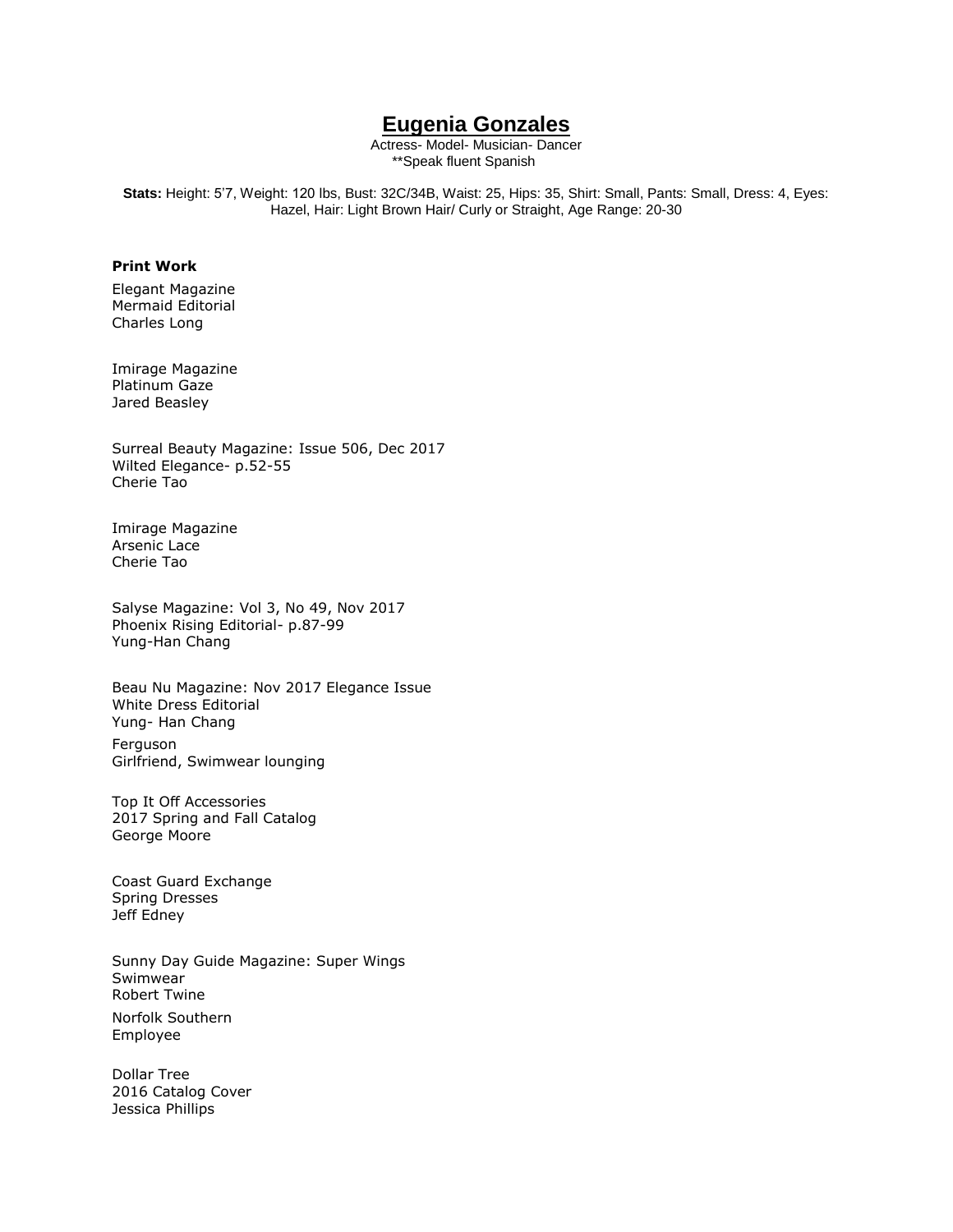# Eugenia Gonzales

Actress- Model- Musician- Dancer
**Speak fluent Spanish

**Stats:** Height: 5'7, Weight: 120 lbs, Bust: 32C/34B, Waist: 25, Hips: 35, Shirt: Small, Pants: Small, Dress: 4, Eyes: Hazel, Hair: Light Brown Hair/ Curly or Straight, Age Range: 20-30

**Print Work**

Elegant Magazine
Mermaid Editorial
Charles Long

Imirage Magazine
Platinum Gaze
Jared Beasley

Surreal Beauty Magazine: Issue 506, Dec 2017
Wilted Elegance- p.52-55
Cherie Tao

Imirage Magazine
Arsenic Lace
Cherie Tao

Salyse Magazine: Vol 3, No 49, Nov 2017
Phoenix Rising Editorial- p.87-99
Yung-Han Chang

Beau Nu Magazine: Nov 2017 Elegance Issue
White Dress Editorial
Yung- Han Chang

Ferguson
Girlfriend, Swimwear lounging

Top It Off Accessories
2017 Spring and Fall Catalog
George Moore

Coast Guard Exchange
Spring Dresses
Jeff Edney

Sunny Day Guide Magazine: Super Wings
Swimwear
Robert Twine

Norfolk Southern
Employee

Dollar Tree
2016 Catalog Cover
Jessica Phillips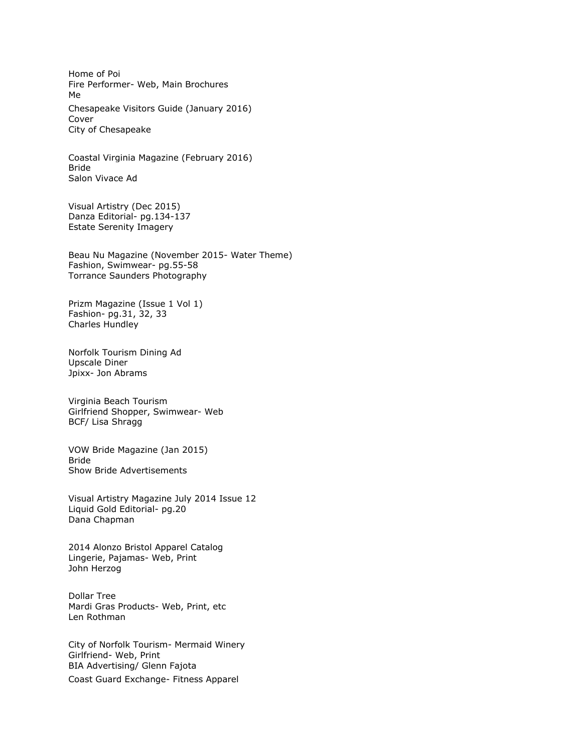Home of Poi
Fire Performer- Web, Main Brochures
Me

Chesapeake Visitors Guide (January 2016)
Cover
City of Chesapeake

Coastal Virginia Magazine (February 2016)
Bride
Salon Vivace Ad

Visual Artistry (Dec 2015)
Danza Editorial- pg.134-137
Estate Serenity Imagery

Beau Nu Magazine (November 2015- Water Theme)
Fashion, Swimwear- pg.55-58
Torrance Saunders Photography

Prizm Magazine (Issue 1 Vol 1)
Fashion- pg.31, 32, 33
Charles Hundley

Norfolk Tourism Dining Ad
Upscale Diner
Jpixx- Jon Abrams

Virginia Beach Tourism
Girlfriend Shopper, Swimwear- Web
BCF/ Lisa Shragg

VOW Bride Magazine (Jan 2015)
Bride
Show Bride Advertisements

Visual Artistry Magazine July 2014 Issue 12
Liquid Gold Editorial- pg.20
Dana Chapman

2014 Alonzo Bristol Apparel Catalog
Lingerie, Pajamas- Web, Print
John Herzog

Dollar Tree
Mardi Gras Products- Web, Print, etc
Len Rothman

City of Norfolk Tourism- Mermaid Winery
Girlfriend- Web, Print
BIA Advertising/ Glenn Fajota

Coast Guard Exchange- Fitness Apparel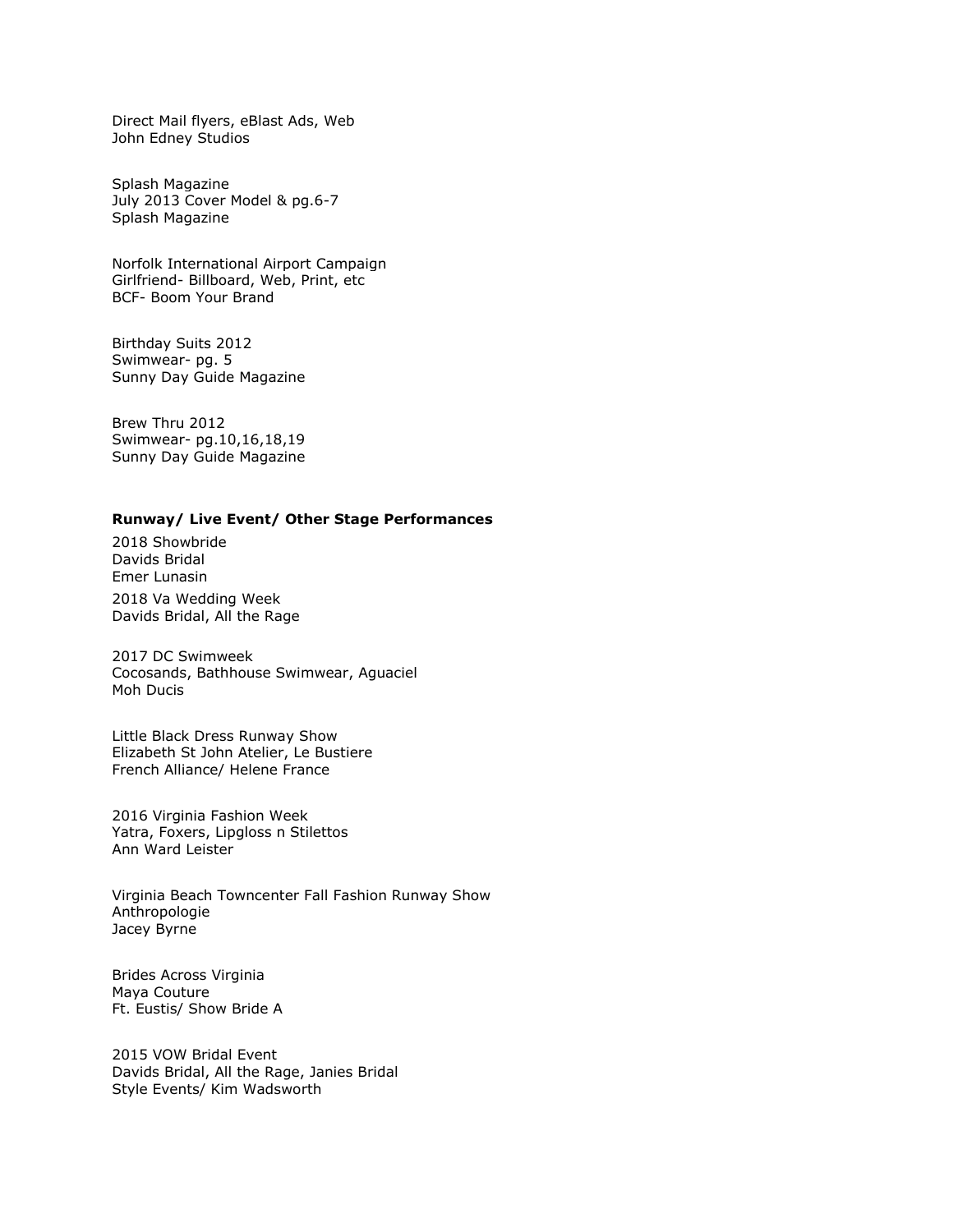Direct Mail flyers, eBlast Ads, Web
John Edney Studios

Splash Magazine
July 2013 Cover Model & pg.6-7
Splash Magazine

Norfolk International Airport Campaign
Girlfriend- Billboard, Web, Print, etc
BCF- Boom Your Brand

Birthday Suits 2012
Swimwear- pg. 5
Sunny Day Guide Magazine

Brew Thru 2012
Swimwear- pg.10,16,18,19
Sunny Day Guide Magazine

**Runway/ Live Event/ Other Stage Performances**

2018 Showbride
Davids Bridal
Emer Lunasin

2018 Va Wedding Week
Davids Bridal, All the Rage

2017 DC Swimweek
Cocosands, Bathhouse Swimwear, Aguaciel
Moh Ducis

Little Black Dress Runway Show
Elizabeth St John Atelier, Le Bustiere
French Alliance/ Helene France

2016 Virginia Fashion Week
Yatra, Foxers, Lipgloss n Stilettos
Ann Ward Leister

Virginia Beach Towncenter Fall Fashion Runway Show
Anthropologie
Jacey Byrne

Brides Across Virginia
Maya Couture
Ft. Eustis/ Show Bride A

2015 VOW Bridal Event
Davids Bridal, All the Rage, Janies Bridal
Style Events/ Kim Wadsworth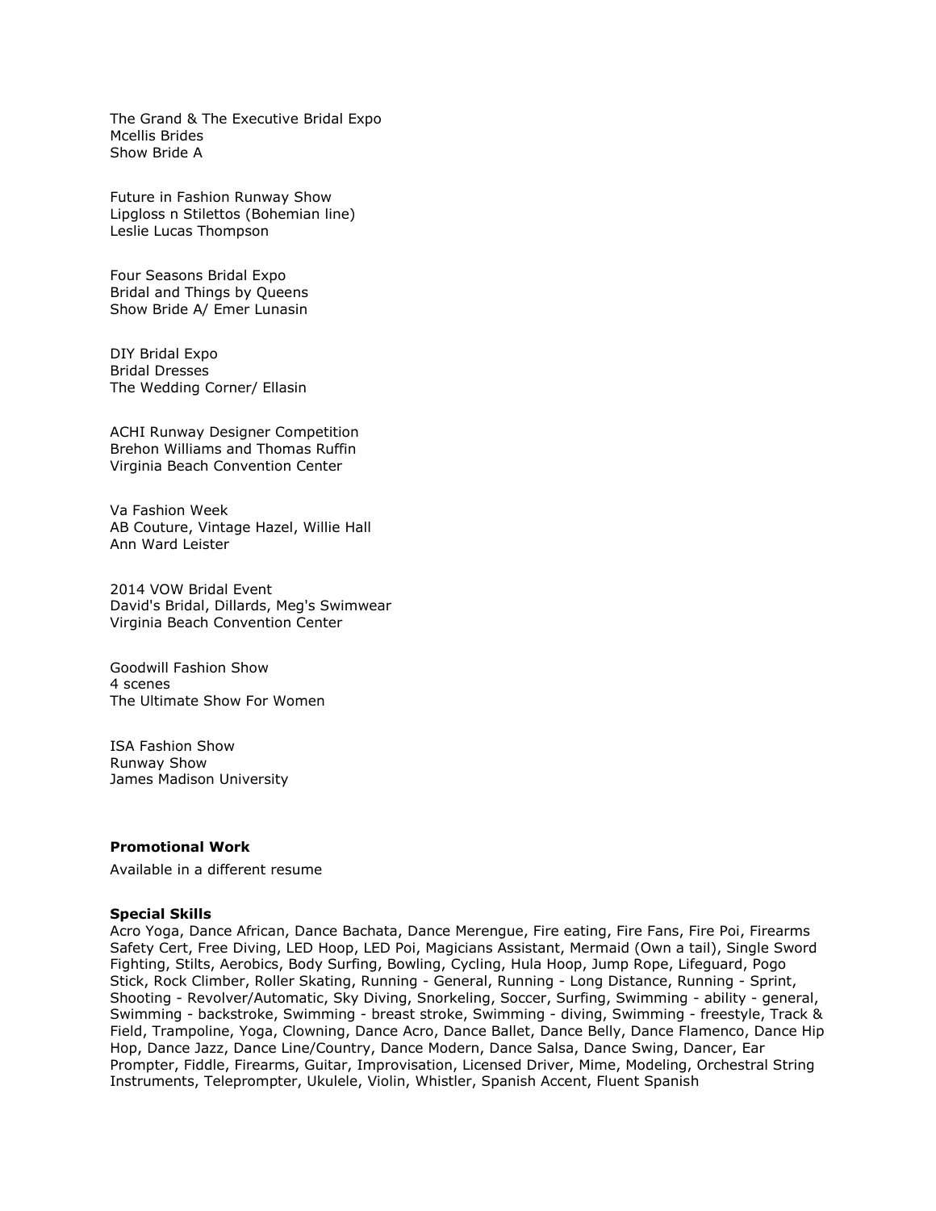The Grand & The Executive Bridal Expo
Mcellis Brides
Show Bride A

Future in Fashion Runway Show
Lipgloss n Stilettos (Bohemian line)
Leslie Lucas Thompson

Four Seasons Bridal Expo
Bridal and Things by Queens
Show Bride A/ Emer Lunasin

DIY Bridal Expo
Bridal Dresses
The Wedding Corner/ Ellasin

ACHI Runway Designer Competition
Brehon Williams and Thomas Ruffin
Virginia Beach Convention Center

Va Fashion Week
AB Couture, Vintage Hazel, Willie Hall
Ann Ward Leister

2014 VOW Bridal Event
David's Bridal, Dillards, Meg's Swimwear
Virginia Beach Convention Center

Goodwill Fashion Show
4 scenes
The Ultimate Show For Women

ISA Fashion Show
Runway Show
James Madison University

**Promotional Work**

Available in a different resume

**Special Skills**

Acro Yoga, Dance African, Dance Bachata, Dance Merengue, Fire eating, Fire Fans, Fire Poi, Firearms Safety Cert, Free Diving, LED Hoop, LED Poi, Magicians Assistant, Mermaid (Own a tail), Single Sword Fighting, Stilts, Aerobics, Body Surfing, Bowling, Cycling, Hula Hoop, Jump Rope, Lifeguard, Pogo Stick, Rock Climber, Roller Skating, Running - General, Running - Long Distance, Running - Sprint, Shooting - Revolver/Automatic, Sky Diving, Snorkeling, Soccer, Surfing, Swimming - ability - general, Swimming - backstroke, Swimming - breast stroke, Swimming - diving, Swimming - freestyle, Track & Field, Trampoline, Yoga, Clowning, Dance Acro, Dance Ballet, Dance Belly, Dance Flamenco, Dance Hip Hop, Dance Jazz, Dance Line/Country, Dance Modern, Dance Salsa, Dance Swing, Dancer, Ear Prompter, Fiddle, Firearms, Guitar, Improvisation, Licensed Driver, Mime, Modeling, Orchestral String Instruments, Teleprompter, Ukulele, Violin, Whistler, Spanish Accent, Fluent Spanish